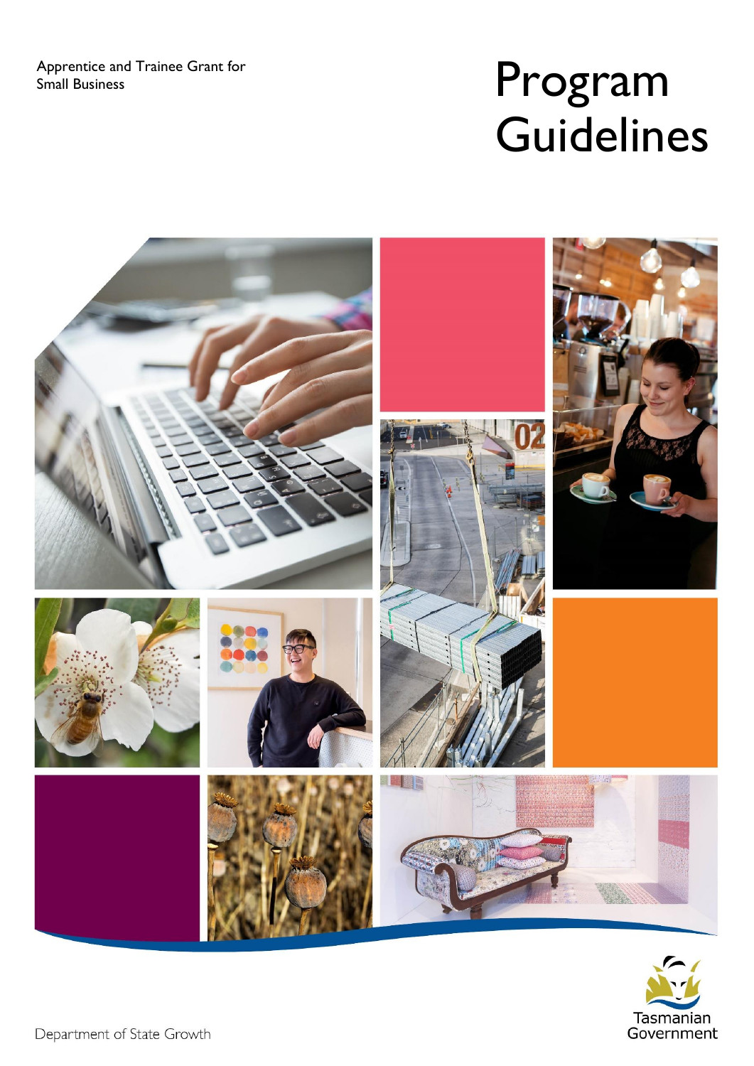Apprentice and Trainee Grant for Small Business

# Program Guidelines

Department of State Growth

Tasmanian Government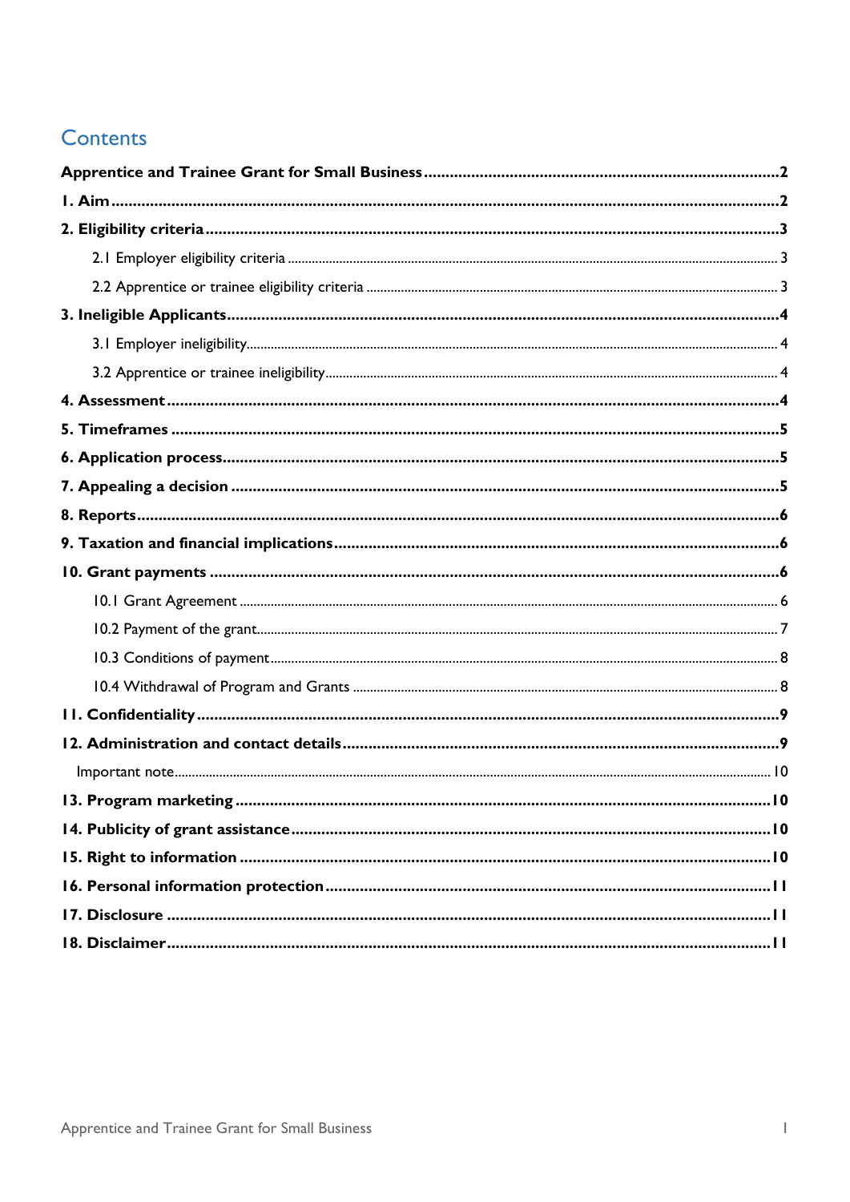# Contents

**Apprentice and Trainee Grant for Small Business** .......... **2**

**1. Aim** .......... **2**

**2. Eligibility criteria** .......... **3**

- 2.1 Employer eligibility criteria .......... 3
- 2.2 Apprentice or trainee eligibility criteria .......... 3

**3. Ineligible Applicants** .......... **4**

- 3.1 Employer ineligibility .......... 4
- 3.2 Apprentice or trainee ineligibility .......... 4

**4. Assessment** .......... **4**

**5. Timeframes** .......... **5**

**6. Application process** .......... **5**

**7. Appealing a decision** .......... **5**

**8. Reports** .......... **6**

**9. Taxation and financial implications** .......... **6**

**10. Grant payments** .......... **6**

- 10.1 Grant Agreement .......... 6
- 10.2 Payment of the grant .......... 7
- 10.3 Conditions of payment .......... 8
- 10.4 Withdrawal of Program and Grants .......... 8

**11. Confidentiality** .......... **9**

**12. Administration and contact details** .......... **9**

Important note .......... 10

**13. Program marketing** .......... **10**

**14. Publicity of grant assistance** .......... **10**

**15. Right to information** .......... **10**

**16. Personal information protection** .......... **11**

**17. Disclosure** .......... **11**

**18. Disclaimer** .......... **11**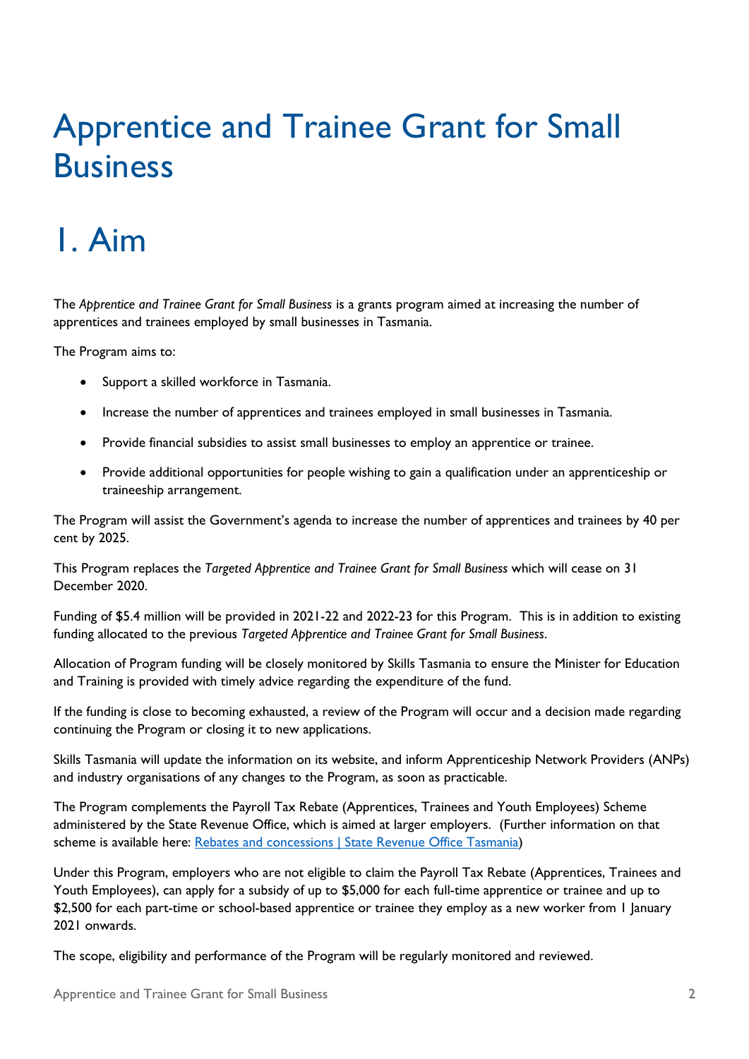# Apprentice and Trainee Grant for Small Business

# 1. Aim

The *Apprentice and Trainee Grant for Small Business* is a grants program aimed at increasing the number of apprentices and trainees employed by small businesses in Tasmania.

The Program aims to:

- Support a skilled workforce in Tasmania.
- Increase the number of apprentices and trainees employed in small businesses in Tasmania.
- Provide financial subsidies to assist small businesses to employ an apprentice or trainee.
- Provide additional opportunities for people wishing to gain a qualification under an apprenticeship or traineeship arrangement.

The Program will assist the Government's agenda to increase the number of apprentices and trainees by 40 per cent by 2025.

This Program replaces the *Targeted Apprentice and Trainee Grant for Small Business* which will cease on 31 December 2020.

Funding of $5.4 million will be provided in 2021-22 and 2022-23 for this Program. This is in addition to existing funding allocated to the previous *Targeted Apprentice and Trainee Grant for Small Business*.

Allocation of Program funding will be closely monitored by Skills Tasmania to ensure the Minister for Education and Training is provided with timely advice regarding the expenditure of the fund.

If the funding is close to becoming exhausted, a review of the Program will occur and a decision made regarding continuing the Program or closing it to new applications.

Skills Tasmania will update the information on its website, and inform Apprenticeship Network Providers (ANPs) and industry organisations of any changes to the Program, as soon as practicable.

The Program complements the Payroll Tax Rebate (Apprentices, Trainees and Youth Employees) Scheme administered by the State Revenue Office, which is aimed at larger employers. (Further information on that scheme is available here: [Rebates and concessions | State Revenue Office Tasmania](#))

Under this Program, employers who are not eligible to claim the Payroll Tax Rebate (Apprentices, Trainees and Youth Employees), can apply for a subsidy of up to $5,000 for each full-time apprentice or trainee and up to $2,500 for each part-time or school-based apprentice or trainee they employ as a new worker from 1 January 2021 onwards.

The scope, eligibility and performance of the Program will be regularly monitored and reviewed.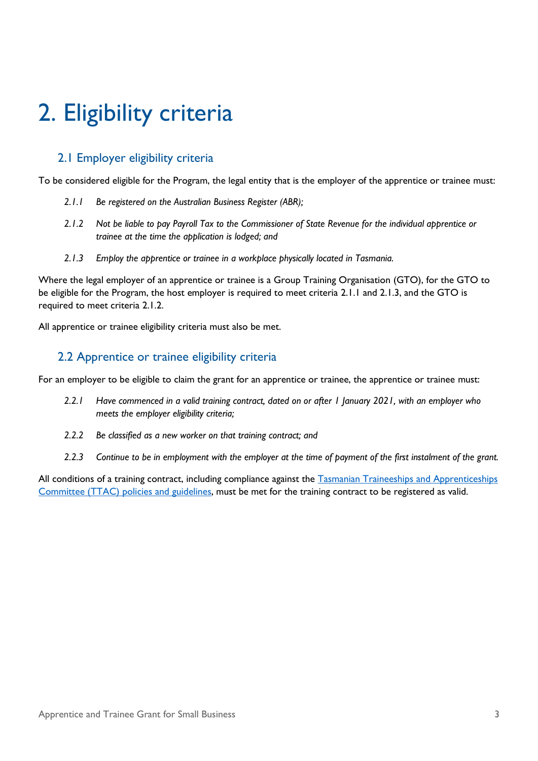# 2. Eligibility criteria

## 2.1 Employer eligibility criteria

To be considered eligible for the Program, the legal entity that is the employer of the apprentice or trainee must:

*2.1.1 Be registered on the Australian Business Register (ABR);*

*2.1.2 Not be liable to pay Payroll Tax to the Commissioner of State Revenue for the individual apprentice or trainee at the time the application is lodged; and*

*2.1.3 Employ the apprentice or trainee in a workplace physically located in Tasmania.*

Where the legal employer of an apprentice or trainee is a Group Training Organisation (GTO), for the GTO to be eligible for the Program, the host employer is required to meet criteria 2.1.1 and 2.1.3, and the GTO is required to meet criteria 2.1.2.

All apprentice or trainee eligibility criteria must also be met.

## 2.2 Apprentice or trainee eligibility criteria

For an employer to be eligible to claim the grant for an apprentice or trainee, the apprentice or trainee must:

*2.2.1 Have commenced in a valid training contract, dated on or after 1 January 2021, with an employer who meets the employer eligibility criteria;*

*2.2.2 Be classified as a new worker on that training contract; and*

*2.2.3 Continue to be in employment with the employer at the time of payment of the first instalment of the grant.*

All conditions of a training contract, including compliance against the [Tasmanian Traineeships and Apprenticeships Committee (TTAC) policies and guidelines](), must be met for the training contract to be registered as valid.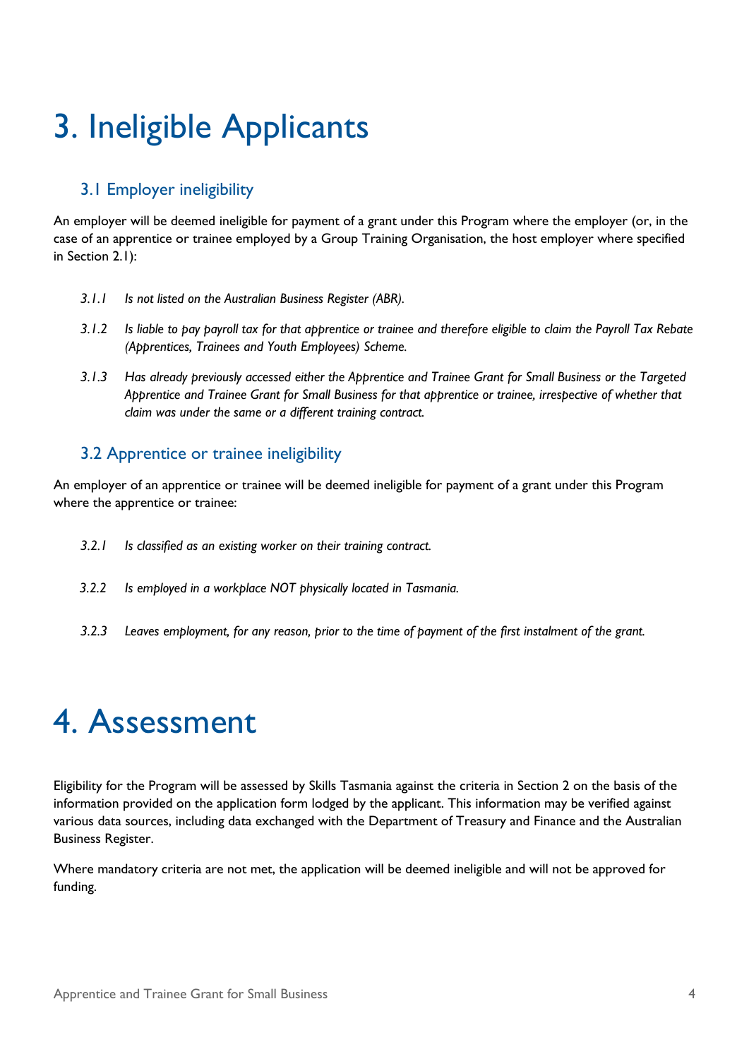# 3. Ineligible Applicants

## 3.1 Employer ineligibility

An employer will be deemed ineligible for payment of a grant under this Program where the employer (or, in the case of an apprentice or trainee employed by a Group Training Organisation, the host employer where specified in Section 2.1):

*3.1.1 Is not listed on the Australian Business Register (ABR).*

*3.1.2 Is liable to pay payroll tax for that apprentice or trainee and therefore eligible to claim the Payroll Tax Rebate (Apprentices, Trainees and Youth Employees) Scheme.*

*3.1.3 Has already previously accessed either the Apprentice and Trainee Grant for Small Business or the Targeted Apprentice and Trainee Grant for Small Business for that apprentice or trainee, irrespective of whether that claim was under the same or a different training contract.*

## 3.2 Apprentice or trainee ineligibility

An employer of an apprentice or trainee will be deemed ineligible for payment of a grant under this Program where the apprentice or trainee:

*3.2.1 Is classified as an existing worker on their training contract.*

*3.2.2 Is employed in a workplace NOT physically located in Tasmania.*

*3.2.3 Leaves employment, for any reason, prior to the time of payment of the first instalment of the grant.*

# 4. Assessment

Eligibility for the Program will be assessed by Skills Tasmania against the criteria in Section 2 on the basis of the information provided on the application form lodged by the applicant. This information may be verified against various data sources, including data exchanged with the Department of Treasury and Finance and the Australian Business Register.

Where mandatory criteria are not met, the application will be deemed ineligible and will not be approved for funding.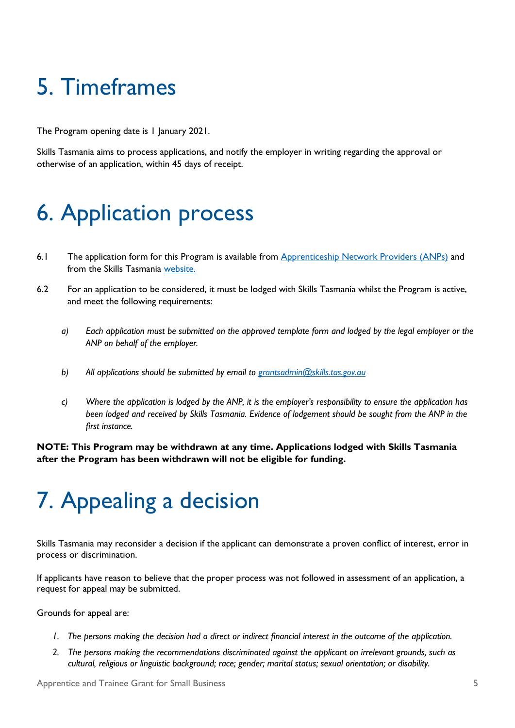# 5. Timeframes

The Program opening date is 1 January 2021.

Skills Tasmania aims to process applications, and notify the employer in writing regarding the approval or otherwise of an application, within 45 days of receipt.

# 6. Application process

6.1 The application form for this Program is available from [Apprenticeship Network Providers (ANPs)]() and from the Skills Tasmania [website.]()

6.2 For an application to be considered, it must be lodged with Skills Tasmania whilst the Program is active, and meet the following requirements:

*a) Each application must be submitted on the approved template form and lodged by the legal employer or the ANP on behalf of the employer.*

*b) All applications should be submitted by email to [grantsadmin@skills.tas.gov.au](mailto:grantsadmin@skills.tas.gov.au)*

*c) Where the application is lodged by the ANP, it is the employer's responsibility to ensure the application has been lodged and received by Skills Tasmania. Evidence of lodgement should be sought from the ANP in the first instance.*

**NOTE: This Program may be withdrawn at any time. Applications lodged with Skills Tasmania after the Program has been withdrawn will not be eligible for funding.**

# 7. Appealing a decision

Skills Tasmania may reconsider a decision if the applicant can demonstrate a proven conflict of interest, error in process or discrimination.

If applicants have reason to believe that the proper process was not followed in assessment of an application, a request for appeal may be submitted.

Grounds for appeal are:

1. *The persons making the decision had a direct or indirect financial interest in the outcome of the application.*
2. *The persons making the recommendations discriminated against the applicant on irrelevant grounds, such as cultural, religious or linguistic background; race; gender; marital status; sexual orientation; or disability.*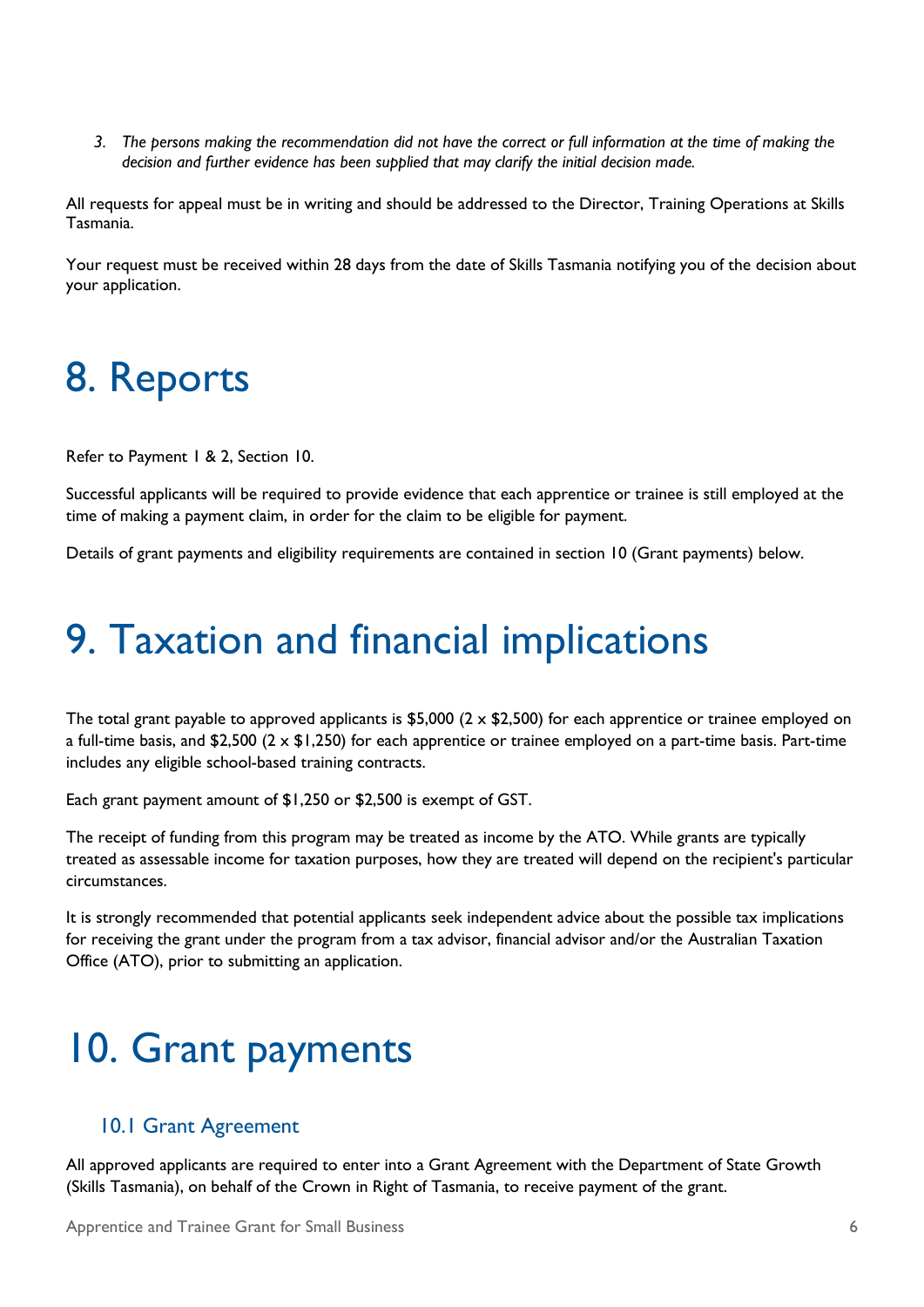3. *The persons making the recommendation did not have the correct or full information at the time of making the decision and further evidence has been supplied that may clarify the initial decision made.*

All requests for appeal must be in writing and should be addressed to the Director, Training Operations at Skills Tasmania.

Your request must be received within 28 days from the date of Skills Tasmania notifying you of the decision about your application.

# 8. Reports

Refer to Payment 1 & 2, Section 10.

Successful applicants will be required to provide evidence that each apprentice or trainee is still employed at the time of making a payment claim, in order for the claim to be eligible for payment.

Details of grant payments and eligibility requirements are contained in section 10 (Grant payments) below.

# 9. Taxation and financial implications

The total grant payable to approved applicants is $5,000 (2 x $2,500) for each apprentice or trainee employed on a full-time basis, and $2,500 (2 x $1,250) for each apprentice or trainee employed on a part-time basis. Part-time includes any eligible school-based training contracts.

Each grant payment amount of $1,250 or $2,500 is exempt of GST.

The receipt of funding from this program may be treated as income by the ATO. While grants are typically treated as assessable income for taxation purposes, how they are treated will depend on the recipient's particular circumstances.

It is strongly recommended that potential applicants seek independent advice about the possible tax implications for receiving the grant under the program from a tax advisor, financial advisor and/or the Australian Taxation Office (ATO), prior to submitting an application.

# 10. Grant payments

## 10.1 Grant Agreement

All approved applicants are required to enter into a Grant Agreement with the Department of State Growth (Skills Tasmania), on behalf of the Crown in Right of Tasmania, to receive payment of the grant.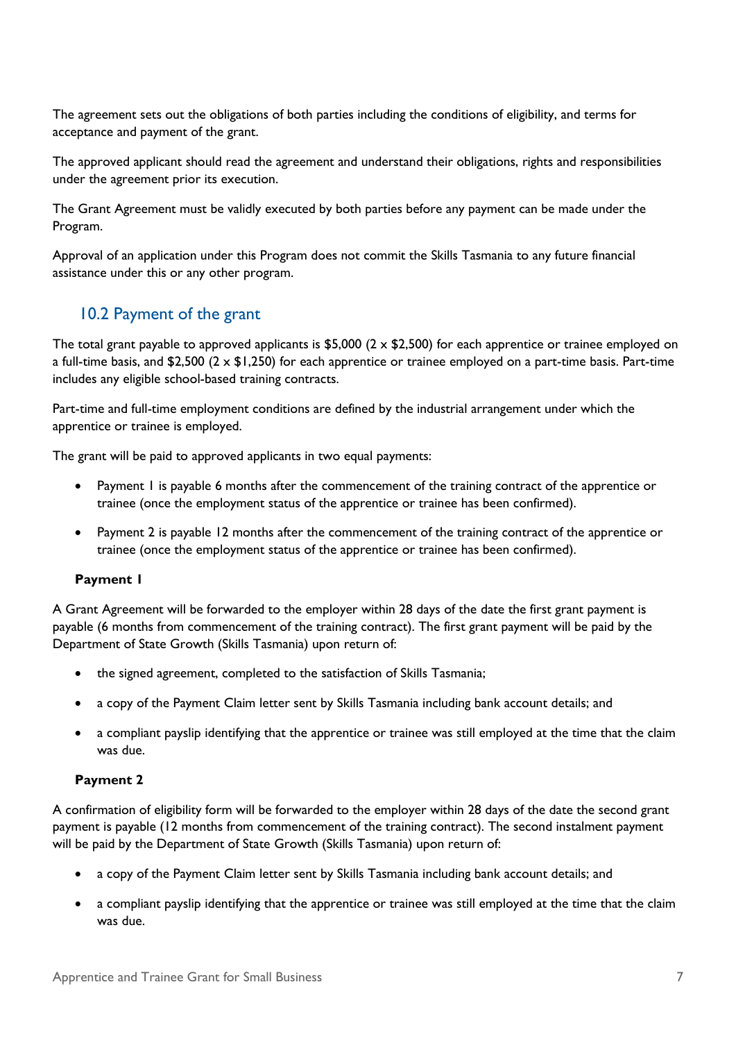The agreement sets out the obligations of both parties including the conditions of eligibility, and terms for acceptance and payment of the grant.

The approved applicant should read the agreement and understand their obligations, rights and responsibilities under the agreement prior its execution.

The Grant Agreement must be validly executed by both parties before any payment can be made under the Program.

Approval of an application under this Program does not commit the Skills Tasmania to any future financial assistance under this or any other program.

## 10.2 Payment of the grant

The total grant payable to approved applicants is $5,000 (2 x $2,500) for each apprentice or trainee employed on a full-time basis, and $2,500 (2 x $1,250) for each apprentice or trainee employed on a part-time basis. Part-time includes any eligible school-based training contracts.

Part-time and full-time employment conditions are defined by the industrial arrangement under which the apprentice or trainee is employed.

The grant will be paid to approved applicants in two equal payments:

- Payment 1 is payable 6 months after the commencement of the training contract of the apprentice or trainee (once the employment status of the apprentice or trainee has been confirmed).
- Payment 2 is payable 12 months after the commencement of the training contract of the apprentice or trainee (once the employment status of the apprentice or trainee has been confirmed).

**Payment 1**

A Grant Agreement will be forwarded to the employer within 28 days of the date the first grant payment is payable (6 months from commencement of the training contract). The first grant payment will be paid by the Department of State Growth (Skills Tasmania) upon return of:

- the signed agreement, completed to the satisfaction of Skills Tasmania;
- a copy of the Payment Claim letter sent by Skills Tasmania including bank account details; and
- a compliant payslip identifying that the apprentice or trainee was still employed at the time that the claim was due.

**Payment 2**

A confirmation of eligibility form will be forwarded to the employer within 28 days of the date the second grant payment is payable (12 months from commencement of the training contract). The second instalment payment will be paid by the Department of State Growth (Skills Tasmania) upon return of:

- a copy of the Payment Claim letter sent by Skills Tasmania including bank account details; and
- a compliant payslip identifying that the apprentice or trainee was still employed at the time that the claim was due.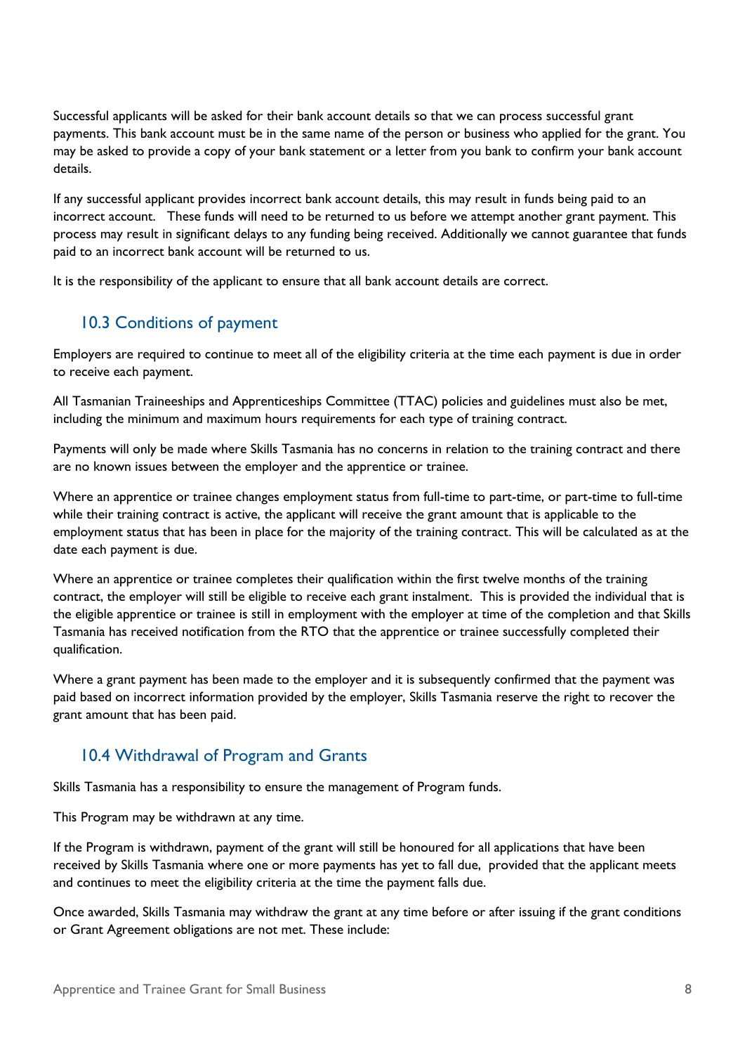Successful applicants will be asked for their bank account details so that we can process successful grant payments. This bank account must be in the same name of the person or business who applied for the grant. You may be asked to provide a copy of your bank statement or a letter from you bank to confirm your bank account details.

If any successful applicant provides incorrect bank account details, this may result in funds being paid to an incorrect account. These funds will need to be returned to us before we attempt another grant payment. This process may result in significant delays to any funding being received. Additionally we cannot guarantee that funds paid to an incorrect bank account will be returned to us.

It is the responsibility of the applicant to ensure that all bank account details are correct.

## 10.3 Conditions of payment

Employers are required to continue to meet all of the eligibility criteria at the time each payment is due in order to receive each payment.

All Tasmanian Traineeships and Apprenticeships Committee (TTAC) policies and guidelines must also be met, including the minimum and maximum hours requirements for each type of training contract.

Payments will only be made where Skills Tasmania has no concerns in relation to the training contract and there are no known issues between the employer and the apprentice or trainee.

Where an apprentice or trainee changes employment status from full-time to part-time, or part-time to full-time while their training contract is active, the applicant will receive the grant amount that is applicable to the employment status that has been in place for the majority of the training contract. This will be calculated as at the date each payment is due.

Where an apprentice or trainee completes their qualification within the first twelve months of the training contract, the employer will still be eligible to receive each grant instalment. This is provided the individual that is the eligible apprentice or trainee is still in employment with the employer at time of the completion and that Skills Tasmania has received notification from the RTO that the apprentice or trainee successfully completed their qualification.

Where a grant payment has been made to the employer and it is subsequently confirmed that the payment was paid based on incorrect information provided by the employer, Skills Tasmania reserve the right to recover the grant amount that has been paid.

## 10.4 Withdrawal of Program and Grants

Skills Tasmania has a responsibility to ensure the management of Program funds.

This Program may be withdrawn at any time.

If the Program is withdrawn, payment of the grant will still be honoured for all applications that have been received by Skills Tasmania where one or more payments has yet to fall due, provided that the applicant meets and continues to meet the eligibility criteria at the time the payment falls due.

Once awarded, Skills Tasmania may withdraw the grant at any time before or after issuing if the grant conditions or Grant Agreement obligations are not met. These include: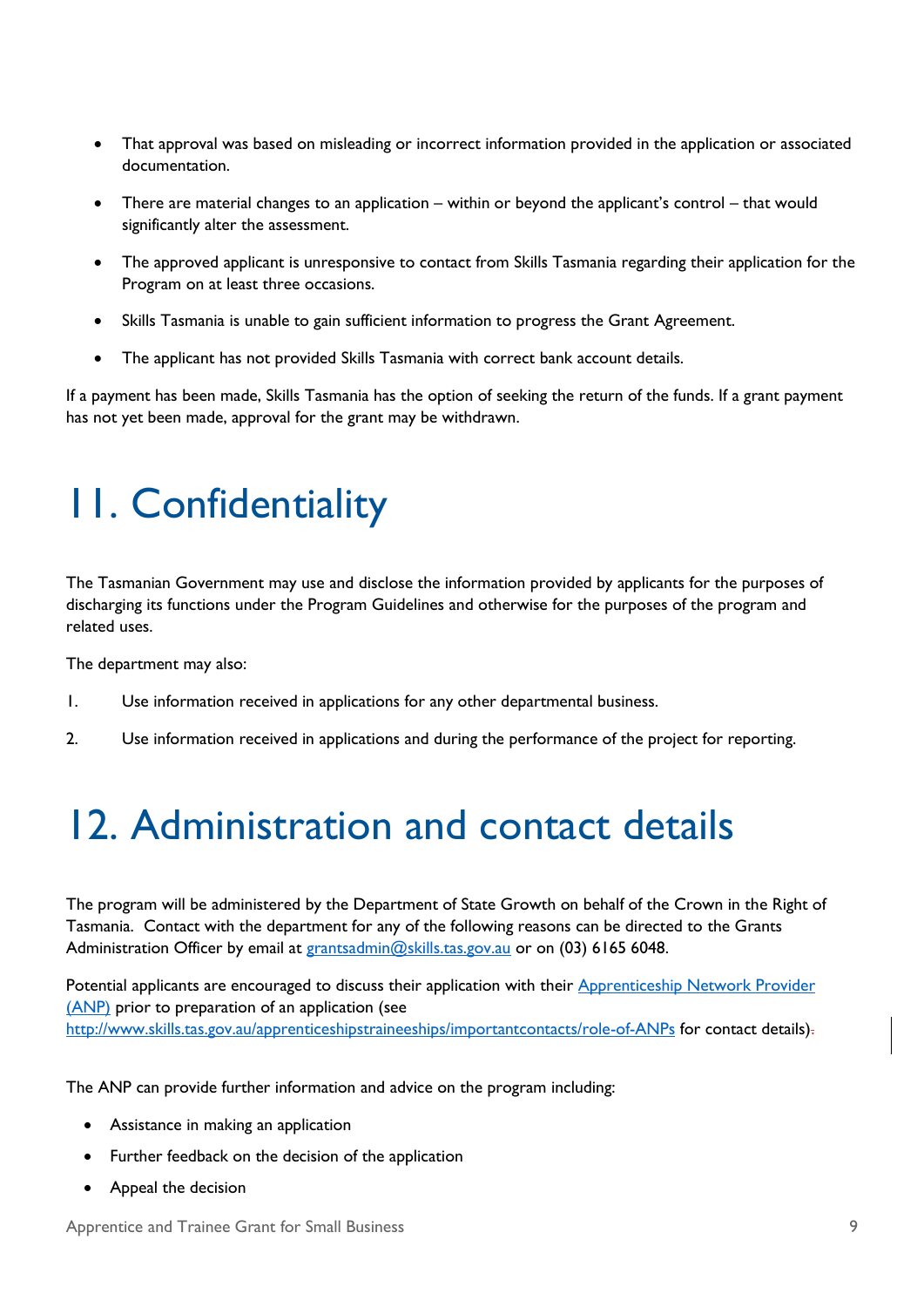- That approval was based on misleading or incorrect information provided in the application or associated documentation.
- There are material changes to an application – within or beyond the applicant's control – that would significantly alter the assessment.
- The approved applicant is unresponsive to contact from Skills Tasmania regarding their application for the Program on at least three occasions.
- Skills Tasmania is unable to gain sufficient information to progress the Grant Agreement.
- The applicant has not provided Skills Tasmania with correct bank account details.

If a payment has been made, Skills Tasmania has the option of seeking the return of the funds. If a grant payment has not yet been made, approval for the grant may be withdrawn.

# 11. Confidentiality

The Tasmanian Government may use and disclose the information provided by applicants for the purposes of discharging its functions under the Program Guidelines and otherwise for the purposes of the program and related uses.

The department may also:

1. Use information received in applications for any other departmental business.
2. Use information received in applications and during the performance of the project for reporting.

# 12. Administration and contact details

The program will be administered by the Department of State Growth on behalf of the Crown in the Right of Tasmania. Contact with the department for any of the following reasons can be directed to the Grants Administration Officer by email at grantsadmin@skills.tas.gov.au or on (03) 6165 6048.

Potential applicants are encouraged to discuss their application with their Apprenticeship Network Provider (ANP) prior to preparation of an application (see http://www.skills.tas.gov.au/apprenticeshipstraineeships/importantcontacts/role-of-ANPs for contact details).

The ANP can provide further information and advice on the program including:

- Assistance in making an application
- Further feedback on the decision of the application
- Appeal the decision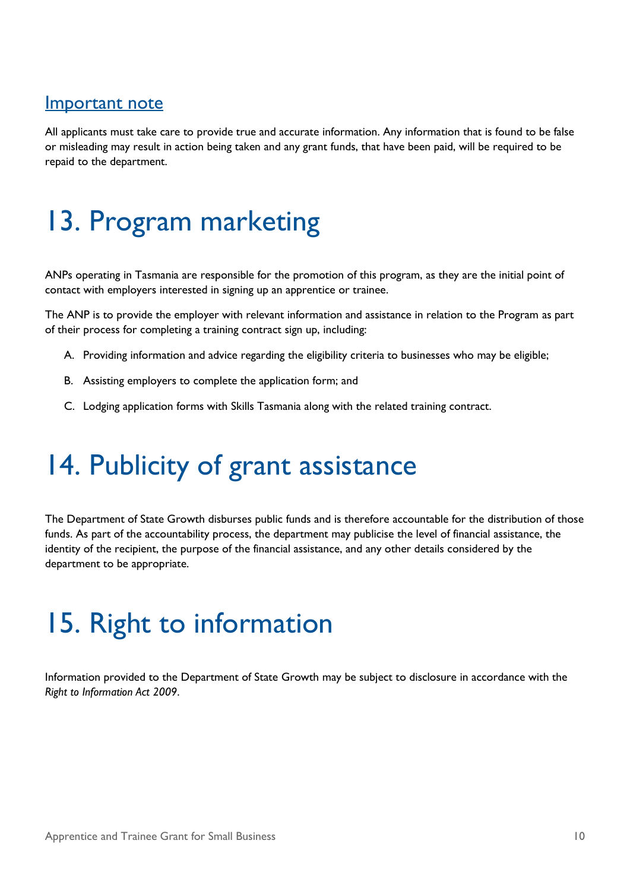## Important note

All applicants must take care to provide true and accurate information. Any information that is found to be false or misleading may result in action being taken and any grant funds, that have been paid, will be required to be repaid to the department.

# 13. Program marketing

ANPs operating in Tasmania are responsible for the promotion of this program, as they are the initial point of contact with employers interested in signing up an apprentice or trainee.

The ANP is to provide the employer with relevant information and assistance in relation to the Program as part of their process for completing a training contract sign up, including:

A. Providing information and advice regarding the eligibility criteria to businesses who may be eligible;

B. Assisting employers to complete the application form; and

C. Lodging application forms with Skills Tasmania along with the related training contract.

# 14. Publicity of grant assistance

The Department of State Growth disburses public funds and is therefore accountable for the distribution of those funds. As part of the accountability process, the department may publicise the level of financial assistance, the identity of the recipient, the purpose of the financial assistance, and any other details considered by the department to be appropriate.

# 15. Right to information

Information provided to the Department of State Growth may be subject to disclosure in accordance with the *Right to Information Act 2009*.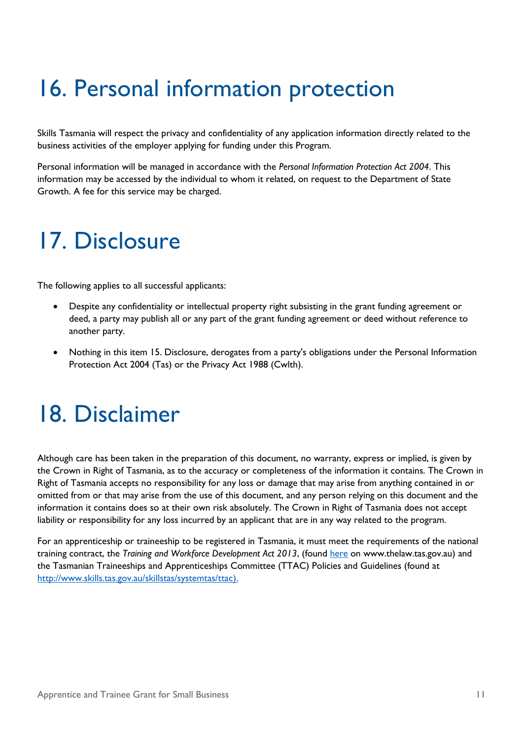# 16. Personal information protection

Skills Tasmania will respect the privacy and confidentiality of any application information directly related to the business activities of the employer applying for funding under this Program.

Personal information will be managed in accordance with the *Personal Information Protection Act 2004*. This information may be accessed by the individual to whom it related, on request to the Department of State Growth. A fee for this service may be charged.

# 17. Disclosure

The following applies to all successful applicants:

- Despite any confidentiality or intellectual property right subsisting in the grant funding agreement or deed, a party may publish all or any part of the grant funding agreement or deed without reference to another party.
- Nothing in this item 15. Disclosure, derogates from a party's obligations under the Personal Information Protection Act 2004 (Tas) or the Privacy Act 1988 (Cwlth).

# 18. Disclaimer

Although care has been taken in the preparation of this document, no warranty, express or implied, is given by the Crown in Right of Tasmania, as to the accuracy or completeness of the information it contains. The Crown in Right of Tasmania accepts no responsibility for any loss or damage that may arise from anything contained in or omitted from or that may arise from the use of this document, and any person relying on this document and the information it contains does so at their own risk absolutely. The Crown in Right of Tasmania does not accept liability or responsibility for any loss incurred by an applicant that are in any way related to the program.

For an apprenticeship or traineeship to be registered in Tasmania, it must meet the requirements of the national training contract, the *Training and Workforce Development Act 2013*, (found here on www.thelaw.tas.gov.au) and the Tasmanian Traineeships and Apprenticeships Committee (TTAC) Policies and Guidelines (found at http://www.skills.tas.gov.au/skillstas/systemtas/ttac).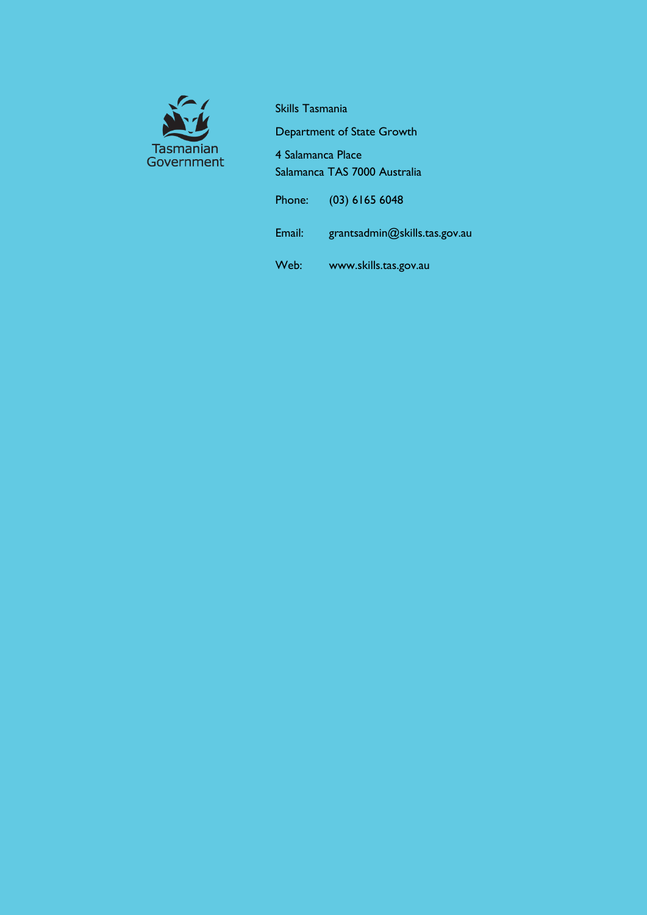Tasmanian Government

Skills Tasmania

Department of State Growth

4 Salamanca Place
Salamanca TAS 7000 Australia

Phone: (03) 6165 6048

Email: grantsadmin@skills.tas.gov.au

Web: www.skills.tas.gov.au